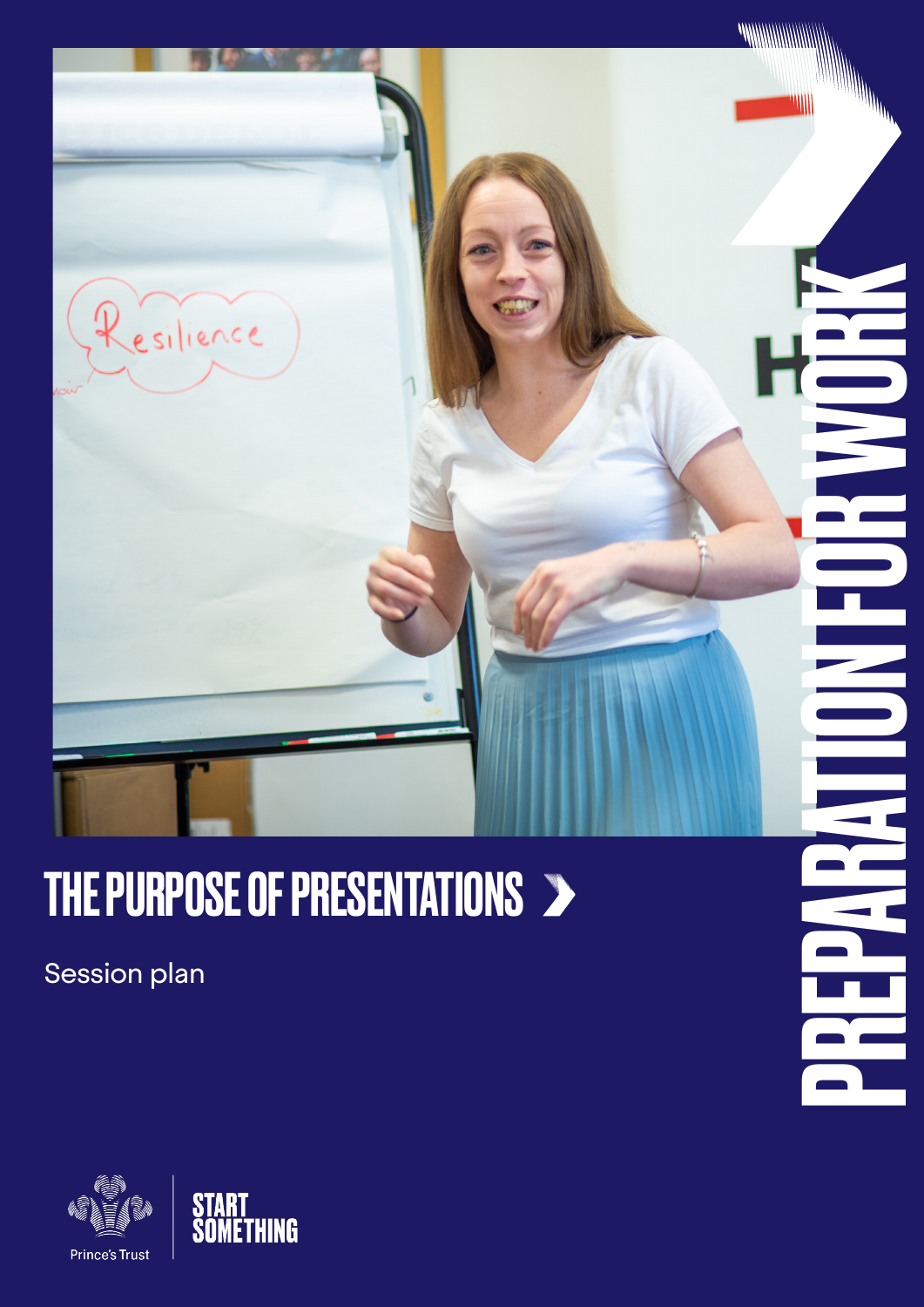# PREPARATION FOR WORK

## THE PURPOSE OF PRESENTATIONS

Session plan

Prince's Trust

START SOMETHING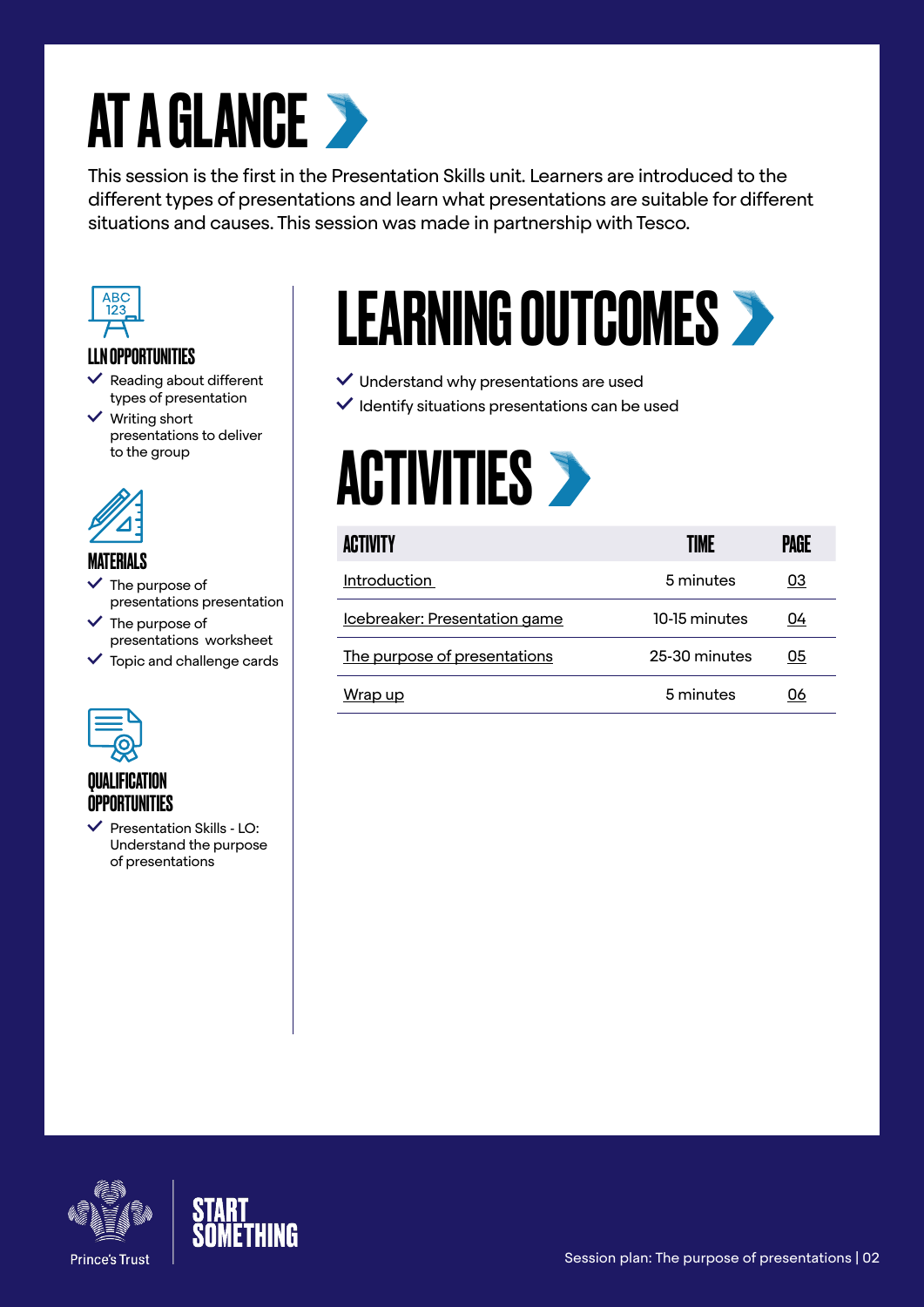# AT A GLANCE

This session is the first in the Presentation Skills unit. Learners are introduced to the different types of presentations and learn what presentations are suitable for different situations and causes. This session was made in partnership with Tesco.

### LLN OPPORTUNITIES

- Reading about different types of presentation
- Writing short presentations to deliver to the group

### MATERIALS

- The purpose of presentations presentation
- The purpose of presentations worksheet
- Topic and challenge cards

### QUALIFICATION OPPORTUNITIES

- Presentation Skills - LO: Understand the purpose of presentations

## LEARNING OUTCOMES

- Understand why presentations are used
- Identify situations presentations can be used

## ACTIVITIES

| ACTIVITY | TIME | PAGE |
|---|---|---|
| Introduction | 5 minutes | 03 |
| Icebreaker: Presentation game | 10-15 minutes | 04 |
| The purpose of presentations | 25-30 minutes | 05 |
| Wrap up | 5 minutes | 06 |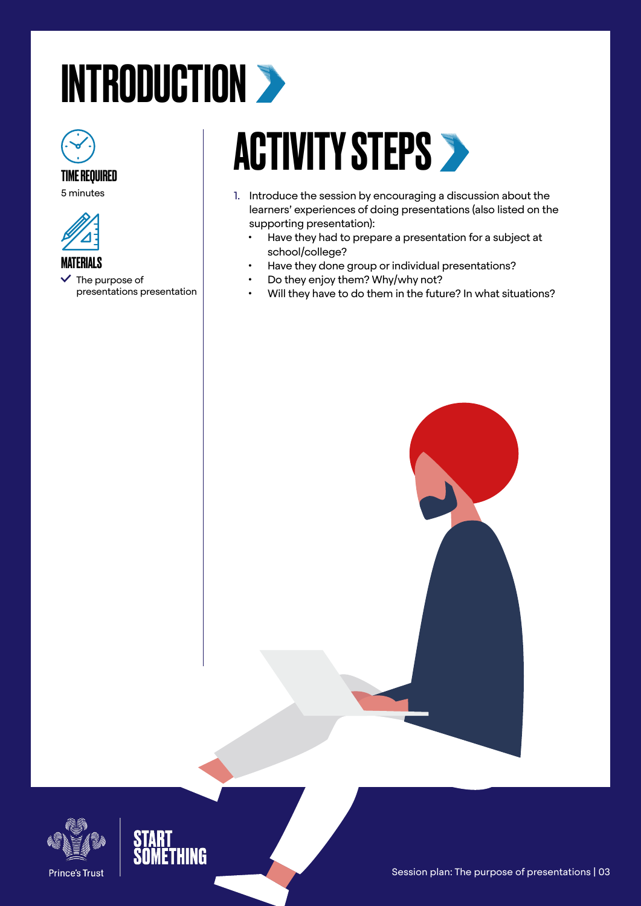# INTRODUCTION

**TIME REQUIRED**

5 minutes

**MATERIALS**

- The purpose of presentations presentation

## ACTIVITY STEPS

1. Introduce the session by encouraging a discussion about the learners' experiences of doing presentations (also listed on the supporting presentation):
   - Have they had to prepare a presentation for a subject at school/college?
   - Have they done group or individual presentations?
   - Do they enjoy them? Why/why not?
   - Will they have to do them in the future? In what situations?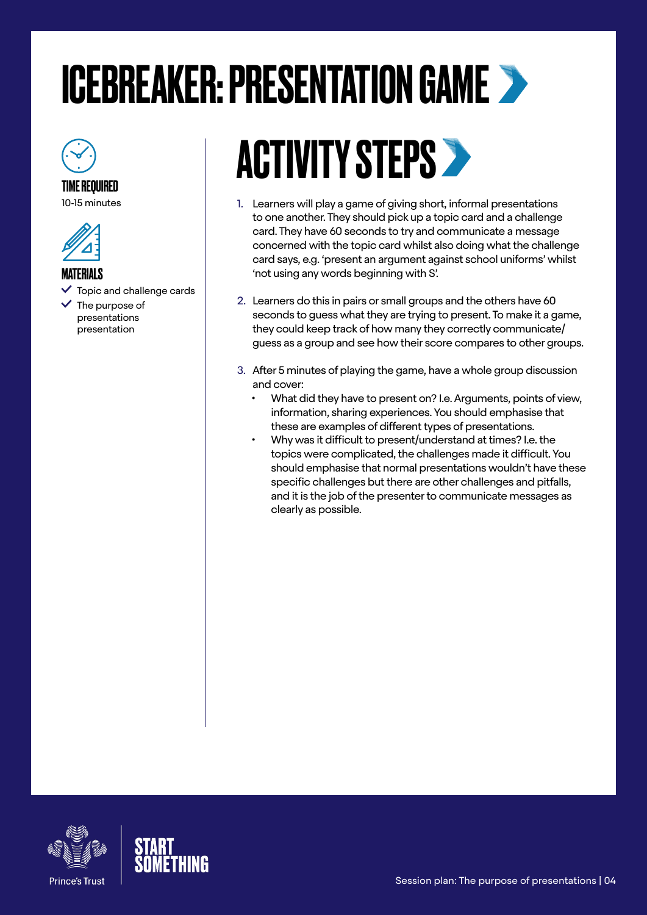# ICEBREAKER: PRESENTATION GAME

### TIME REQUIRED

10-15 minutes

### MATERIALS

- Topic and challenge cards
- The purpose of presentations presentation

## ACTIVITY STEPS

1. Learners will play a game of giving short, informal presentations to one another. They should pick up a topic card and a challenge card. They have 60 seconds to try and communicate a message concerned with the topic card whilst also doing what the challenge card says, e.g. 'present an argument against school uniforms' whilst 'not using any words beginning with S'.

2. Learners do this in pairs or small groups and the others have 60 seconds to guess what they are trying to present. To make it a game, they could keep track of how many they correctly communicate/guess as a group and see how their score compares to other groups.

3. After 5 minutes of playing the game, have a whole group discussion and cover:
   - What did they have to present on? I.e. Arguments, points of view, information, sharing experiences. You should emphasise that these are examples of different types of presentations.
   - Why was it difficult to present/understand at times? I.e. the topics were complicated, the challenges made it difficult. You should emphasise that normal presentations wouldn't have these specific challenges but there are other challenges and pitfalls, and it is the job of the presenter to communicate messages as clearly as possible.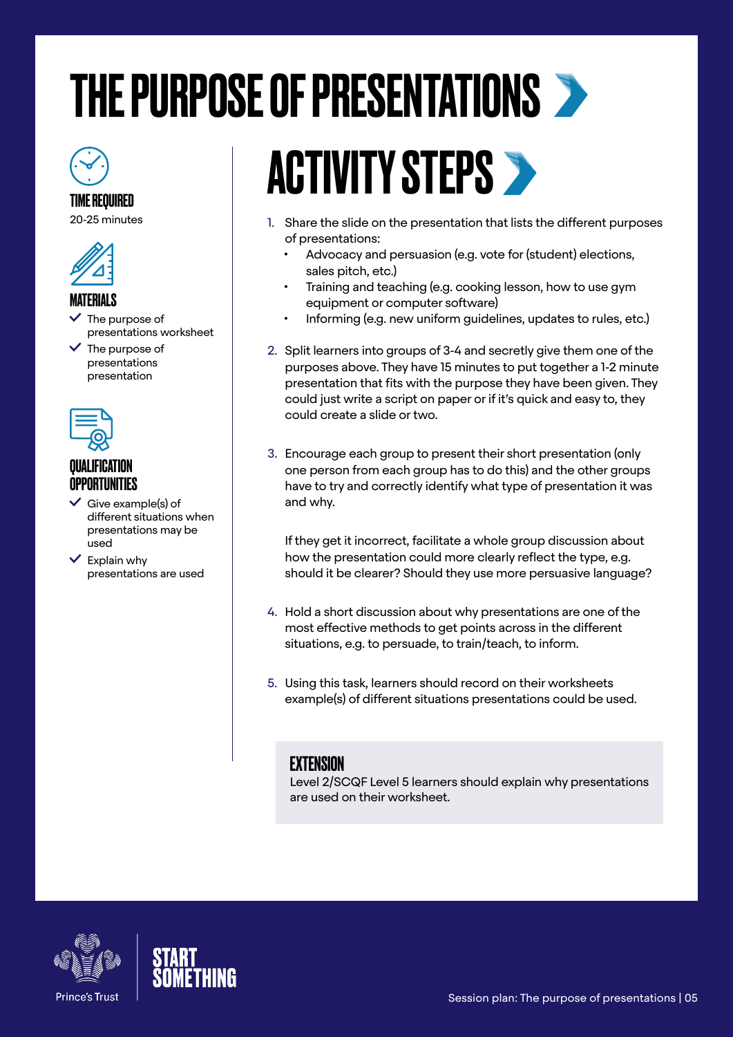# THE PURPOSE OF PRESENTATIONS

### TIME REQUIRED

20-25 minutes

### MATERIALS

- The purpose of presentations worksheet
- The purpose of presentations presentation

### QUALIFICATION OPPORTUNITIES

- Give example(s) of different situations when presentations may be used
- Explain why presentations are used

## ACTIVITY STEPS

1. Share the slide on the presentation that lists the different purposes of presentations:
   - Advocacy and persuasion (e.g. vote for (student) elections, sales pitch, etc.)
   - Training and teaching (e.g. cooking lesson, how to use gym equipment or computer software)
   - Informing (e.g. new uniform guidelines, updates to rules, etc.)

2. Split learners into groups of 3-4 and secretly give them one of the purposes above. They have 15 minutes to put together a 1-2 minute presentation that fits with the purpose they have been given. They could just write a script on paper or if it's quick and easy to, they could create a slide or two.

3. Encourage each group to present their short presentation (only one person from each group has to do this) and the other groups have to try and correctly identify what type of presentation it was and why.

   If they get it incorrect, facilitate a whole group discussion about how the presentation could more clearly reflect the type, e.g. should it be clearer? Should they use more persuasive language?

4. Hold a short discussion about why presentations are one of the most effective methods to get points across in the different situations, e.g. to persuade, to train/teach, to inform.

5. Using this task, learners should record on their worksheets example(s) of different situations presentations could be used.

### EXTENSION

Level 2/SCQF Level 5 learners should explain why presentations are used on their worksheet.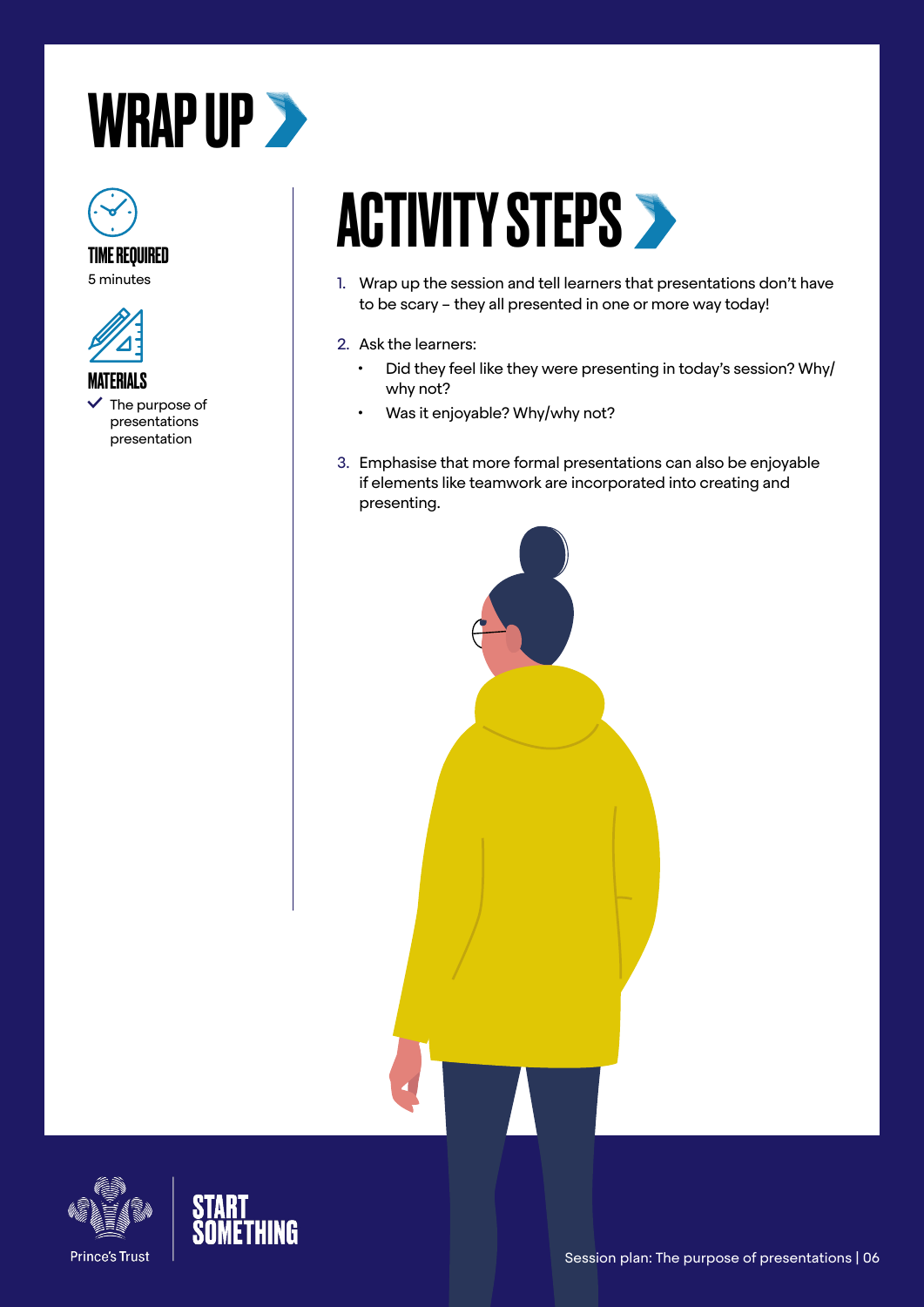# WRAP UP

**TIME REQUIRED**
5 minutes

**MATERIALS**
- The purpose of presentations presentation

## ACTIVITY STEPS

1. Wrap up the session and tell learners that presentations don't have to be scary – they all presented in one or more way today!
2. Ask the learners:
   - Did they feel like they were presenting in today's session? Why/why not?
   - Was it enjoyable? Why/why not?
3. Emphasise that more formal presentations can also be enjoyable if elements like teamwork are incorporated into creating and presenting.